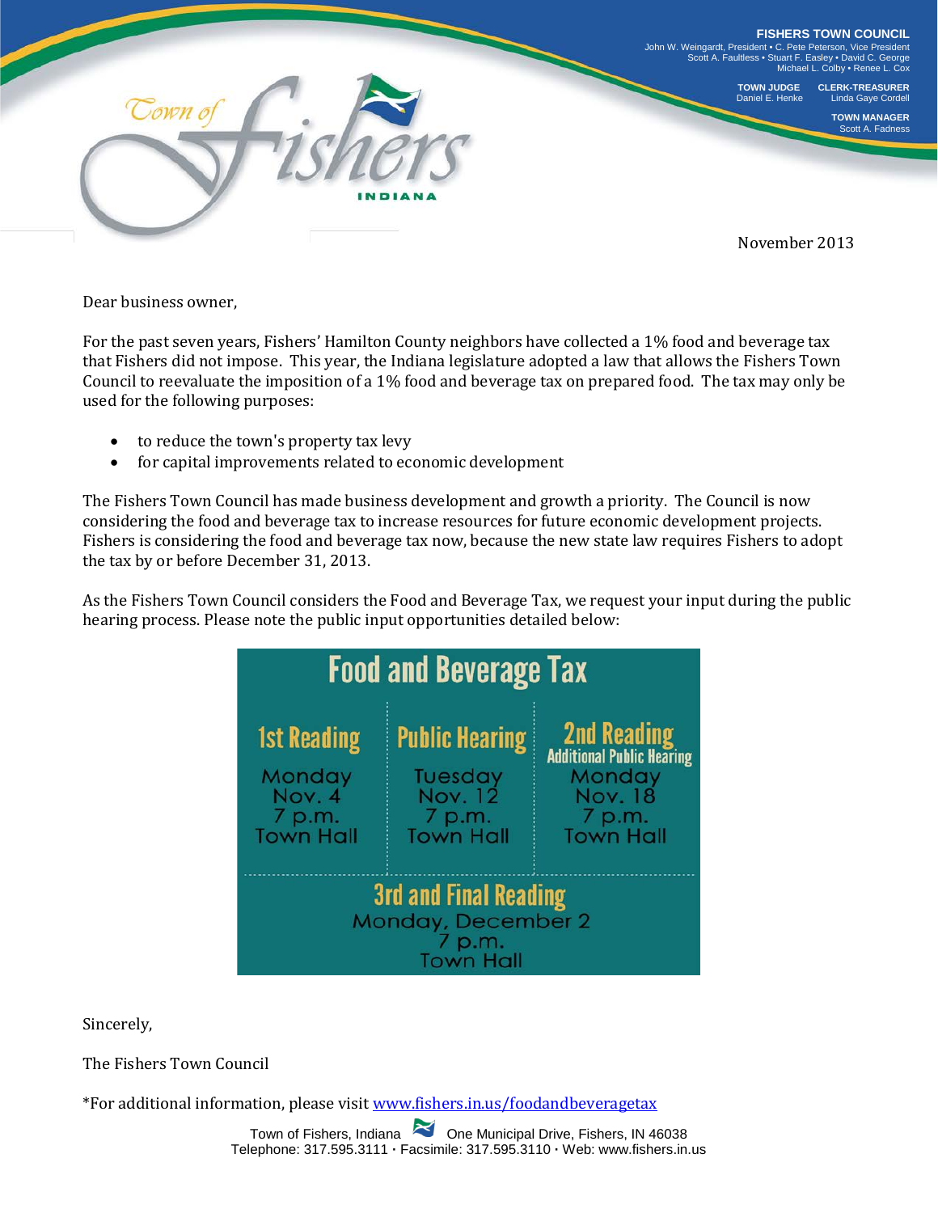**FISHERS TOWN COUNCIL**
John W. Weingardt, President • C. Pete Peterson, Vice President
Scott A. Faultless • Stuart F. Easley • David C. George
Michael L. Colby • Renee L. Cox

**TOWN JUDGE**
Daniel E. Henke

**CLERK-TREASURER**
Linda Gaye Cordell

**TOWN MANAGER**
Scott A. Fadness

Town of Fishers INDIANA

November 2013

Dear business owner,

For the past seven years, Fishers' Hamilton County neighbors have collected a 1% food and beverage tax that Fishers did not impose. This year, the Indiana legislature adopted a law that allows the Fishers Town Council to reevaluate the imposition of a 1% food and beverage tax on prepared food. The tax may only be used for the following purposes:

- to reduce the town's property tax levy
- for capital improvements related to economic development

The Fishers Town Council has made business development and growth a priority. The Council is now considering the food and beverage tax to increase resources for future economic development projects. Fishers is considering the food and beverage tax now, because the new state law requires Fishers to adopt the tax by or before December 31, 2013.

As the Fishers Town Council considers the Food and Beverage Tax, we request your input during the public hearing process. Please note the public input opportunities detailed below:

## Food and Beverage Tax

| 1st Reading | Public Hearing | 2nd Reading (Additional Public Hearing) |
|---|---|---|
| Monday Nov. 4 7 p.m. Town Hall | Tuesday Nov. 12 7 p.m. Town Hall | Monday Nov. 18 7 p.m. Town Hall |

**3rd and Final Reading**
Monday, December 2
7 p.m.
Town Hall

Sincerely,

The Fishers Town Council

*For additional information, please visit www.fishers.in.us/foodandbeveragetax

Town of Fishers, Indiana One Municipal Drive, Fishers, IN 46038
Telephone: 317.595.3111 · Facsimile: 317.595.3110 · Web: www.fishers.in.us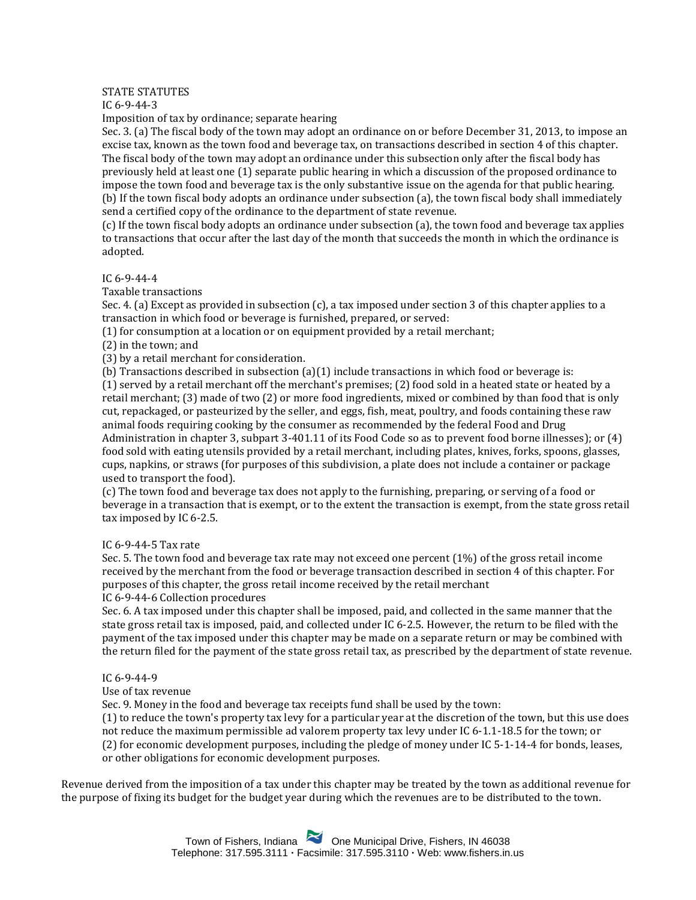STATE STATUTES

IC 6-9-44-3

Imposition of tax by ordinance; separate hearing

Sec. 3. (a) The fiscal body of the town may adopt an ordinance on or before December 31, 2013, to impose an excise tax, known as the town food and beverage tax, on transactions described in section 4 of this chapter. The fiscal body of the town may adopt an ordinance under this subsection only after the fiscal body has previously held at least one (1) separate public hearing in which a discussion of the proposed ordinance to impose the town food and beverage tax is the only substantive issue on the agenda for that public hearing.
(b) If the town fiscal body adopts an ordinance under subsection (a), the town fiscal body shall immediately send a certified copy of the ordinance to the department of state revenue.
(c) If the town fiscal body adopts an ordinance under subsection (a), the town food and beverage tax applies to transactions that occur after the last day of the month that succeeds the month in which the ordinance is adopted.

IC 6-9-44-4

Taxable transactions

Sec. 4. (a) Except as provided in subsection (c), a tax imposed under section 3 of this chapter applies to a transaction in which food or beverage is furnished, prepared, or served:
(1) for consumption at a location or on equipment provided by a retail merchant;
(2) in the town; and
(3) by a retail merchant for consideration.
(b) Transactions described in subsection (a)(1) include transactions in which food or beverage is:
(1) served by a retail merchant off the merchant's premises; (2) food sold in a heated state or heated by a retail merchant; (3) made of two (2) or more food ingredients, mixed or combined by than food that is only cut, repackaged, or pasteurized by the seller, and eggs, fish, meat, poultry, and foods containing these raw animal foods requiring cooking by the consumer as recommended by the federal Food and Drug Administration in chapter 3, subpart 3-401.11 of its Food Code so as to prevent food borne illnesses); or (4) food sold with eating utensils provided by a retail merchant, including plates, knives, forks, spoons, glasses, cups, napkins, or straws (for purposes of this subdivision, a plate does not include a container or package used to transport the food).
(c) The town food and beverage tax does not apply to the furnishing, preparing, or serving of a food or beverage in a transaction that is exempt, or to the extent the transaction is exempt, from the state gross retail tax imposed by IC 6-2.5.

IC 6-9-44-5 Tax rate

Sec. 5. The town food and beverage tax rate may not exceed one percent (1%) of the gross retail income received by the merchant from the food or beverage transaction described in section 4 of this chapter. For purposes of this chapter, the gross retail income received by the retail merchant

IC 6-9-44-6 Collection procedures

Sec. 6. A tax imposed under this chapter shall be imposed, paid, and collected in the same manner that the state gross retail tax is imposed, paid, and collected under IC 6-2.5. However, the return to be filed with the payment of the tax imposed under this chapter may be made on a separate return or may be combined with the return filed for the payment of the state gross retail tax, as prescribed by the department of state revenue.

IC 6-9-44-9

Use of tax revenue

Sec. 9. Money in the food and beverage tax receipts fund shall be used by the town:
(1) to reduce the town's property tax levy for a particular year at the discretion of the town, but this use does not reduce the maximum permissible ad valorem property tax levy under IC 6-1.1-18.5 for the town; or
(2) for economic development purposes, including the pledge of money under IC 5-1-14-4 for bonds, leases, or other obligations for economic development purposes.

Revenue derived from the imposition of a tax under this chapter may be treated by the town as additional revenue for the purpose of fixing its budget for the budget year during which the revenues are to be distributed to the town.